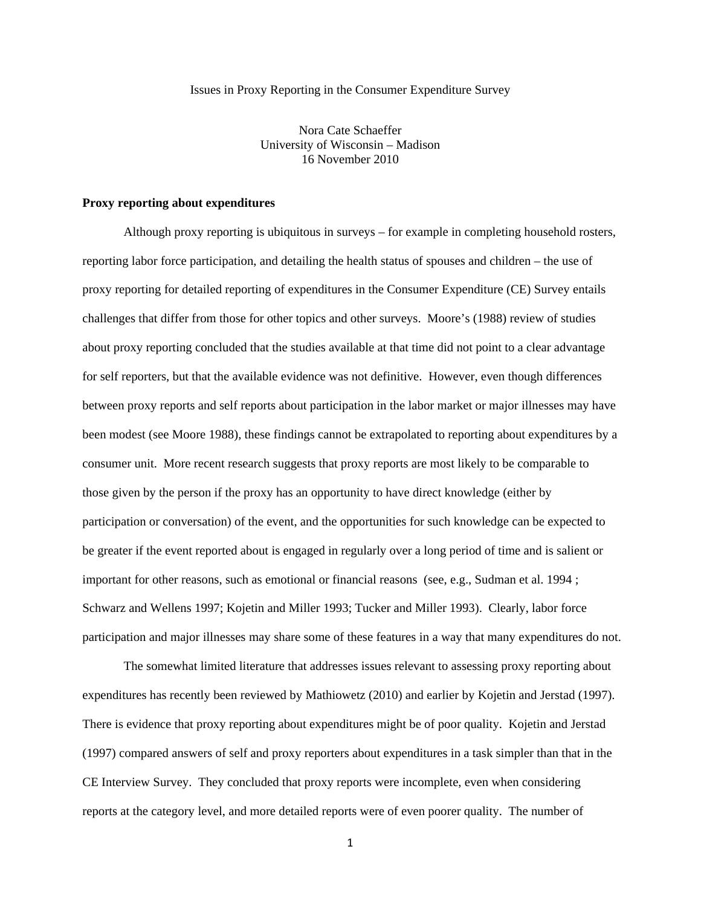# Issues in Proxy Reporting in the Consumer Expenditure Survey

Nora Cate Schaeffer
University of Wisconsin – Madison
16 November 2010

## Proxy reporting about expenditures

Although proxy reporting is ubiquitous in surveys – for example in completing household rosters, reporting labor force participation, and detailing the health status of spouses and children – the use of proxy reporting for detailed reporting of expenditures in the Consumer Expenditure (CE) Survey entails challenges that differ from those for other topics and other surveys. Moore's (1988) review of studies about proxy reporting concluded that the studies available at that time did not point to a clear advantage for self reporters, but that the available evidence was not definitive. However, even though differences between proxy reports and self reports about participation in the labor market or major illnesses may have been modest (see Moore 1988), these findings cannot be extrapolated to reporting about expenditures by a consumer unit. More recent research suggests that proxy reports are most likely to be comparable to those given by the person if the proxy has an opportunity to have direct knowledge (either by participation or conversation) of the event, and the opportunities for such knowledge can be expected to be greater if the event reported about is engaged in regularly over a long period of time and is salient or important for other reasons, such as emotional or financial reasons (see, e.g., Sudman et al. 1994 ; Schwarz and Wellens 1997; Kojetin and Miller 1993; Tucker and Miller 1993). Clearly, labor force participation and major illnesses may share some of these features in a way that many expenditures do not.

The somewhat limited literature that addresses issues relevant to assessing proxy reporting about expenditures has recently been reviewed by Mathiowetz (2010) and earlier by Kojetin and Jerstad (1997). There is evidence that proxy reporting about expenditures might be of poor quality. Kojetin and Jerstad (1997) compared answers of self and proxy reporters about expenditures in a task simpler than that in the CE Interview Survey. They concluded that proxy reports were incomplete, even when considering reports at the category level, and more detailed reports were of even poorer quality. The number of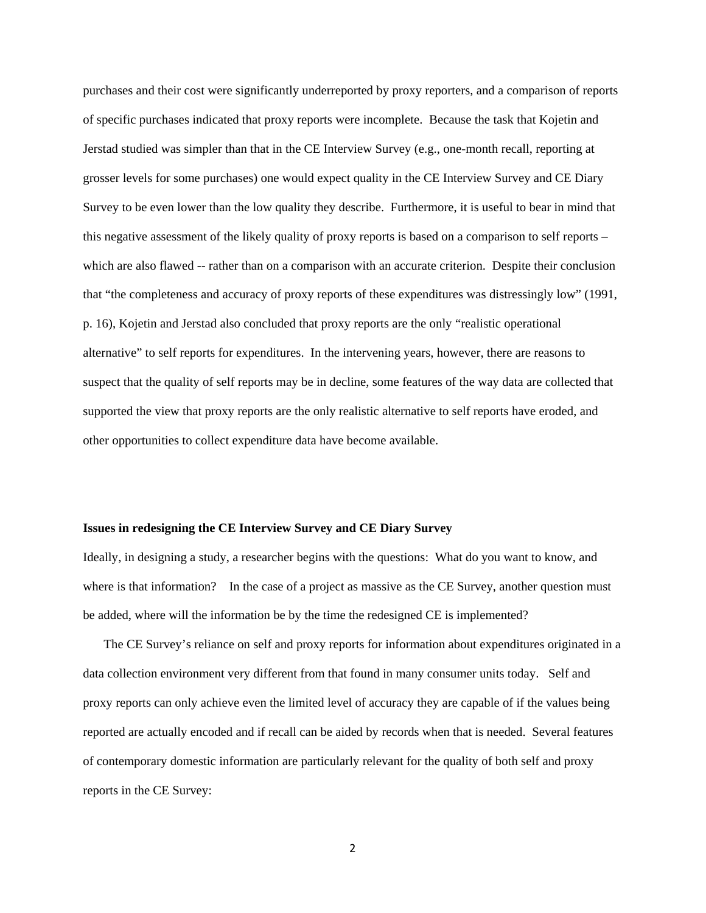purchases and their cost were significantly underreported by proxy reporters, and a comparison of reports of specific purchases indicated that proxy reports were incomplete. Because the task that Kojetin and Jerstad studied was simpler than that in the CE Interview Survey (e.g., one-month recall, reporting at grosser levels for some purchases) one would expect quality in the CE Interview Survey and CE Diary Survey to be even lower than the low quality they describe. Furthermore, it is useful to bear in mind that this negative assessment of the likely quality of proxy reports is based on a comparison to self reports – which are also flawed -- rather than on a comparison with an accurate criterion. Despite their conclusion that "the completeness and accuracy of proxy reports of these expenditures was distressingly low" (1991, p. 16), Kojetin and Jerstad also concluded that proxy reports are the only "realistic operational alternative" to self reports for expenditures. In the intervening years, however, there are reasons to suspect that the quality of self reports may be in decline, some features of the way data are collected that supported the view that proxy reports are the only realistic alternative to self reports have eroded, and other opportunities to collect expenditure data have become available.

**Issues in redesigning the CE Interview Survey and CE Diary Survey**

Ideally, in designing a study, a researcher begins with the questions: What do you want to know, and where is that information? In the case of a project as massive as the CE Survey, another question must be added, where will the information be by the time the redesigned CE is implemented?

The CE Survey's reliance on self and proxy reports for information about expenditures originated in a data collection environment very different from that found in many consumer units today. Self and proxy reports can only achieve even the limited level of accuracy they are capable of if the values being reported are actually encoded and if recall can be aided by records when that is needed. Several features of contemporary domestic information are particularly relevant for the quality of both self and proxy reports in the CE Survey: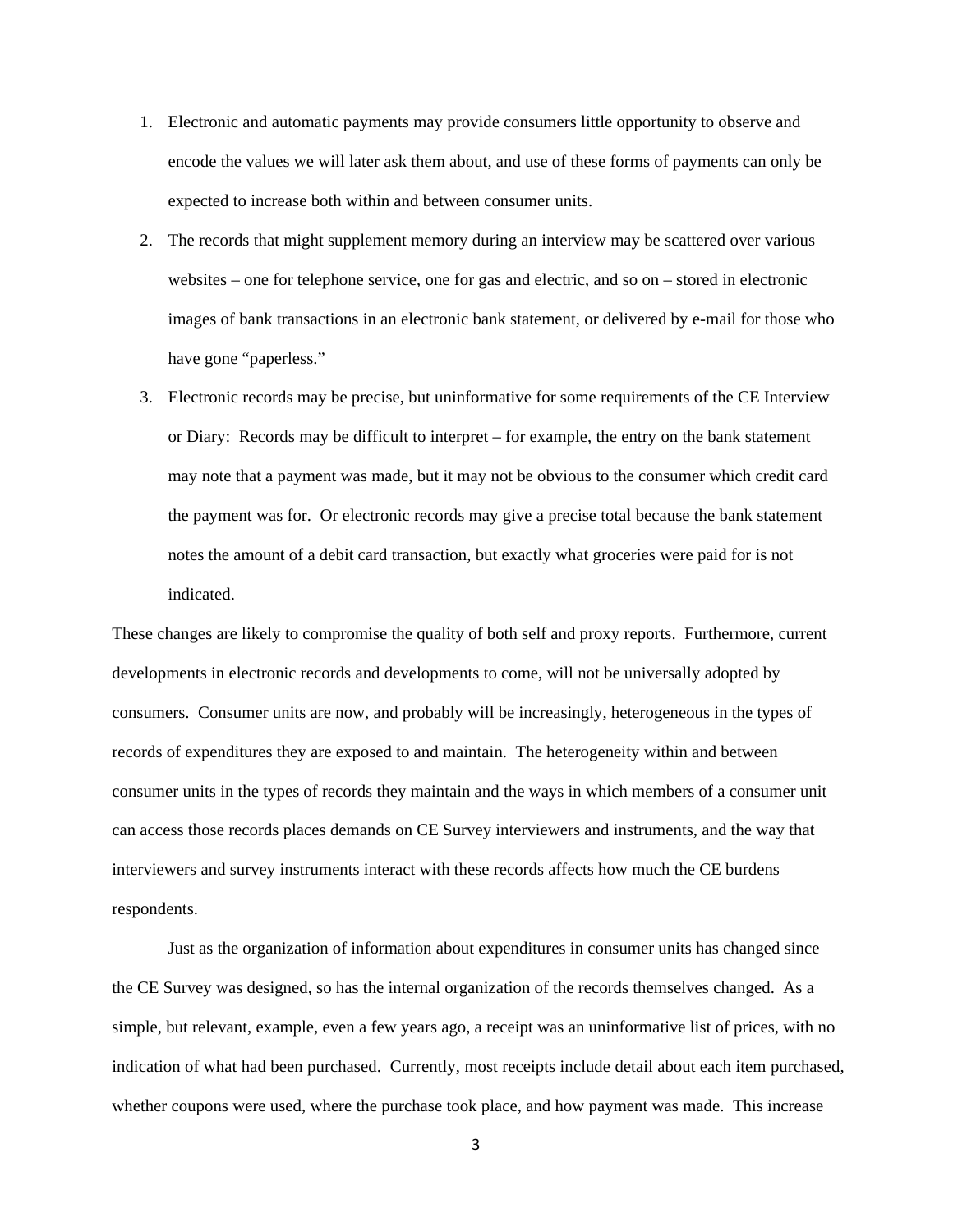1. Electronic and automatic payments may provide consumers little opportunity to observe and encode the values we will later ask them about, and use of these forms of payments can only be expected to increase both within and between consumer units.
2. The records that might supplement memory during an interview may be scattered over various websites – one for telephone service, one for gas and electric, and so on – stored in electronic images of bank transactions in an electronic bank statement, or delivered by e-mail for those who have gone "paperless."
3. Electronic records may be precise, but uninformative for some requirements of the CE Interview or Diary: Records may be difficult to interpret – for example, the entry on the bank statement may note that a payment was made, but it may not be obvious to the consumer which credit card the payment was for. Or electronic records may give a precise total because the bank statement notes the amount of a debit card transaction, but exactly what groceries were paid for is not indicated.

These changes are likely to compromise the quality of both self and proxy reports. Furthermore, current developments in electronic records and developments to come, will not be universally adopted by consumers. Consumer units are now, and probably will be increasingly, heterogeneous in the types of records of expenditures they are exposed to and maintain. The heterogeneity within and between consumer units in the types of records they maintain and the ways in which members of a consumer unit can access those records places demands on CE Survey interviewers and instruments, and the way that interviewers and survey instruments interact with these records affects how much the CE burdens respondents.

Just as the organization of information about expenditures in consumer units has changed since the CE Survey was designed, so has the internal organization of the records themselves changed. As a simple, but relevant, example, even a few years ago, a receipt was an uninformative list of prices, with no indication of what had been purchased. Currently, most receipts include detail about each item purchased, whether coupons were used, where the purchase took place, and how payment was made. This increase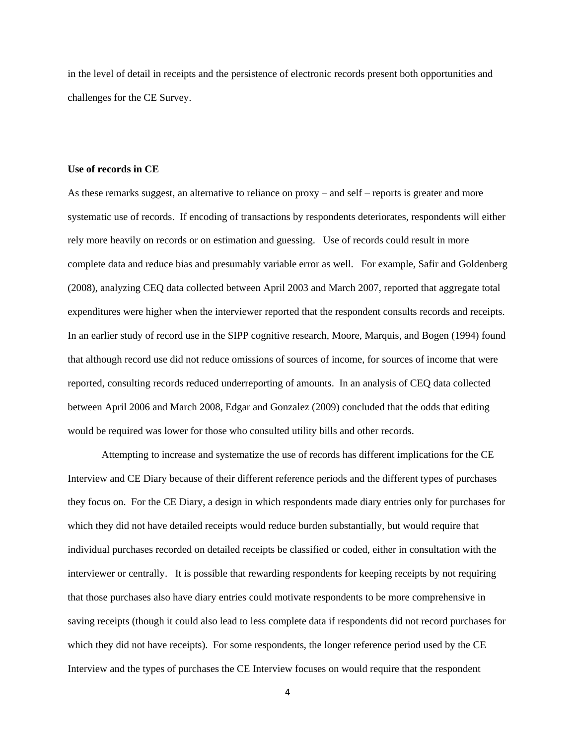in the level of detail in receipts and the persistence of electronic records present both opportunities and challenges for the CE Survey.

**Use of records in CE**

As these remarks suggest, an alternative to reliance on proxy – and self – reports is greater and more systematic use of records. If encoding of transactions by respondents deteriorates, respondents will either rely more heavily on records or on estimation and guessing. Use of records could result in more complete data and reduce bias and presumably variable error as well. For example, Safir and Goldenberg (2008), analyzing CEQ data collected between April 2003 and March 2007, reported that aggregate total expenditures were higher when the interviewer reported that the respondent consults records and receipts. In an earlier study of record use in the SIPP cognitive research, Moore, Marquis, and Bogen (1994) found that although record use did not reduce omissions of sources of income, for sources of income that were reported, consulting records reduced underreporting of amounts. In an analysis of CEQ data collected between April 2006 and March 2008, Edgar and Gonzalez (2009) concluded that the odds that editing would be required was lower for those who consulted utility bills and other records.

Attempting to increase and systematize the use of records has different implications for the CE Interview and CE Diary because of their different reference periods and the different types of purchases they focus on. For the CE Diary, a design in which respondents made diary entries only for purchases for which they did not have detailed receipts would reduce burden substantially, but would require that individual purchases recorded on detailed receipts be classified or coded, either in consultation with the interviewer or centrally. It is possible that rewarding respondents for keeping receipts by not requiring that those purchases also have diary entries could motivate respondents to be more comprehensive in saving receipts (though it could also lead to less complete data if respondents did not record purchases for which they did not have receipts). For some respondents, the longer reference period used by the CE Interview and the types of purchases the CE Interview focuses on would require that the respondent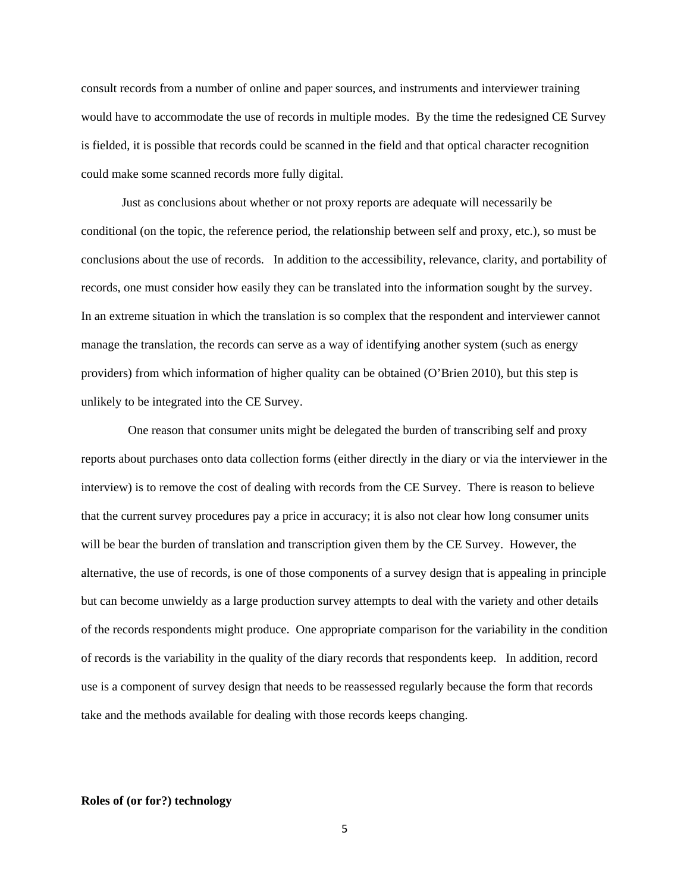consult records from a number of online and paper sources, and instruments and interviewer training would have to accommodate the use of records in multiple modes. By the time the redesigned CE Survey is fielded, it is possible that records could be scanned in the field and that optical character recognition could make some scanned records more fully digital.

Just as conclusions about whether or not proxy reports are adequate will necessarily be conditional (on the topic, the reference period, the relationship between self and proxy, etc.), so must be conclusions about the use of records. In addition to the accessibility, relevance, clarity, and portability of records, one must consider how easily they can be translated into the information sought by the survey. In an extreme situation in which the translation is so complex that the respondent and interviewer cannot manage the translation, the records can serve as a way of identifying another system (such as energy providers) from which information of higher quality can be obtained (O'Brien 2010), but this step is unlikely to be integrated into the CE Survey.

One reason that consumer units might be delegated the burden of transcribing self and proxy reports about purchases onto data collection forms (either directly in the diary or via the interviewer in the interview) is to remove the cost of dealing with records from the CE Survey. There is reason to believe that the current survey procedures pay a price in accuracy; it is also not clear how long consumer units will be bear the burden of translation and transcription given them by the CE Survey. However, the alternative, the use of records, is one of those components of a survey design that is appealing in principle but can become unwieldy as a large production survey attempts to deal with the variety and other details of the records respondents might produce. One appropriate comparison for the variability in the condition of records is the variability in the quality of the diary records that respondents keep. In addition, record use is a component of survey design that needs to be reassessed regularly because the form that records take and the methods available for dealing with those records keeps changing.

**Roles of (or for?) technology**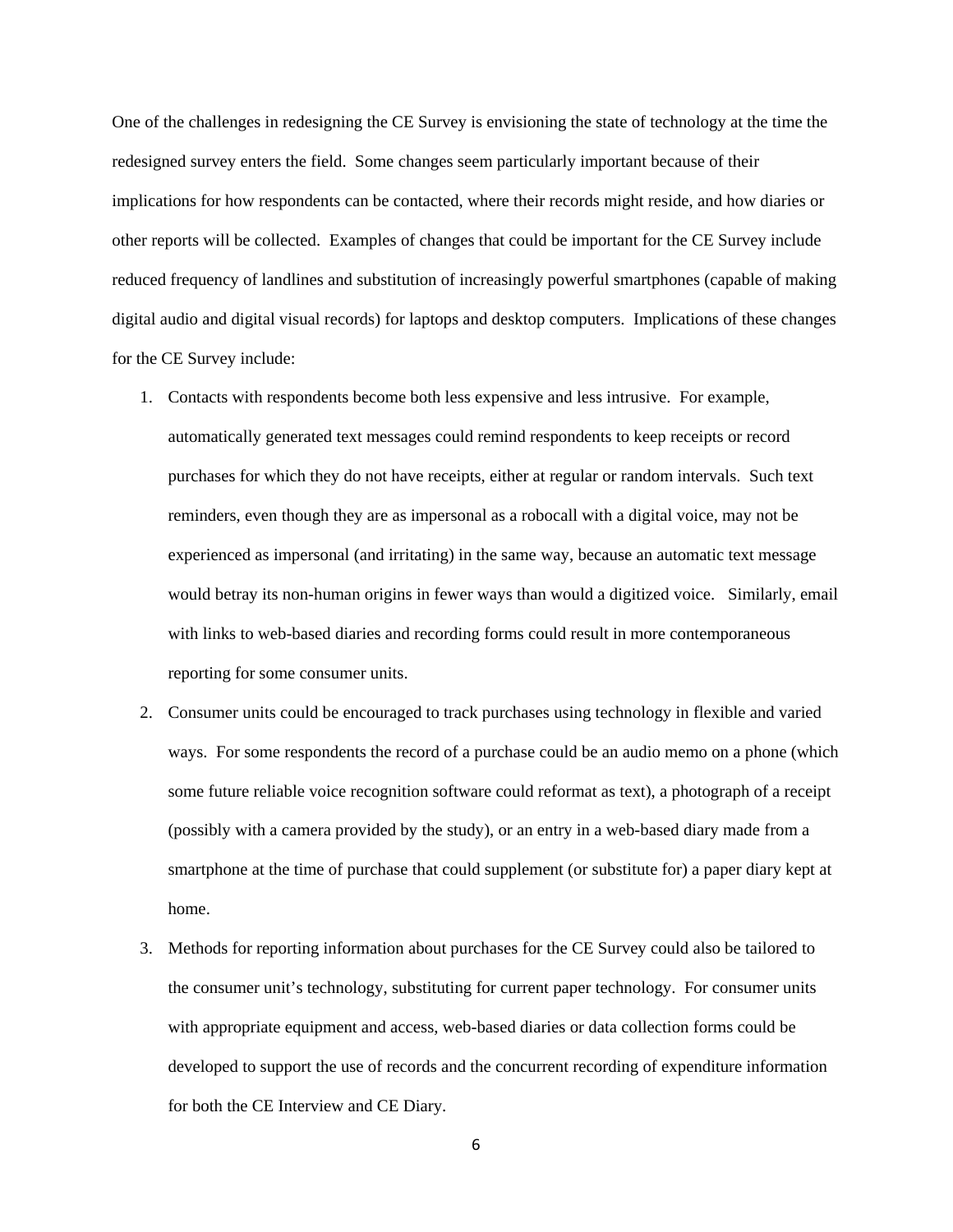One of the challenges in redesigning the CE Survey is envisioning the state of technology at the time the redesigned survey enters the field. Some changes seem particularly important because of their implications for how respondents can be contacted, where their records might reside, and how diaries or other reports will be collected. Examples of changes that could be important for the CE Survey include reduced frequency of landlines and substitution of increasingly powerful smartphones (capable of making digital audio and digital visual records) for laptops and desktop computers. Implications of these changes for the CE Survey include:

1. Contacts with respondents become both less expensive and less intrusive. For example, automatically generated text messages could remind respondents to keep receipts or record purchases for which they do not have receipts, either at regular or random intervals. Such text reminders, even though they are as impersonal as a robocall with a digital voice, may not be experienced as impersonal (and irritating) in the same way, because an automatic text message would betray its non-human origins in fewer ways than would a digitized voice. Similarly, email with links to web-based diaries and recording forms could result in more contemporaneous reporting for some consumer units.
2. Consumer units could be encouraged to track purchases using technology in flexible and varied ways. For some respondents the record of a purchase could be an audio memo on a phone (which some future reliable voice recognition software could reformat as text), a photograph of a receipt (possibly with a camera provided by the study), or an entry in a web-based diary made from a smartphone at the time of purchase that could supplement (or substitute for) a paper diary kept at home.
3. Methods for reporting information about purchases for the CE Survey could also be tailored to the consumer unit's technology, substituting for current paper technology. For consumer units with appropriate equipment and access, web-based diaries or data collection forms could be developed to support the use of records and the concurrent recording of expenditure information for both the CE Interview and CE Diary.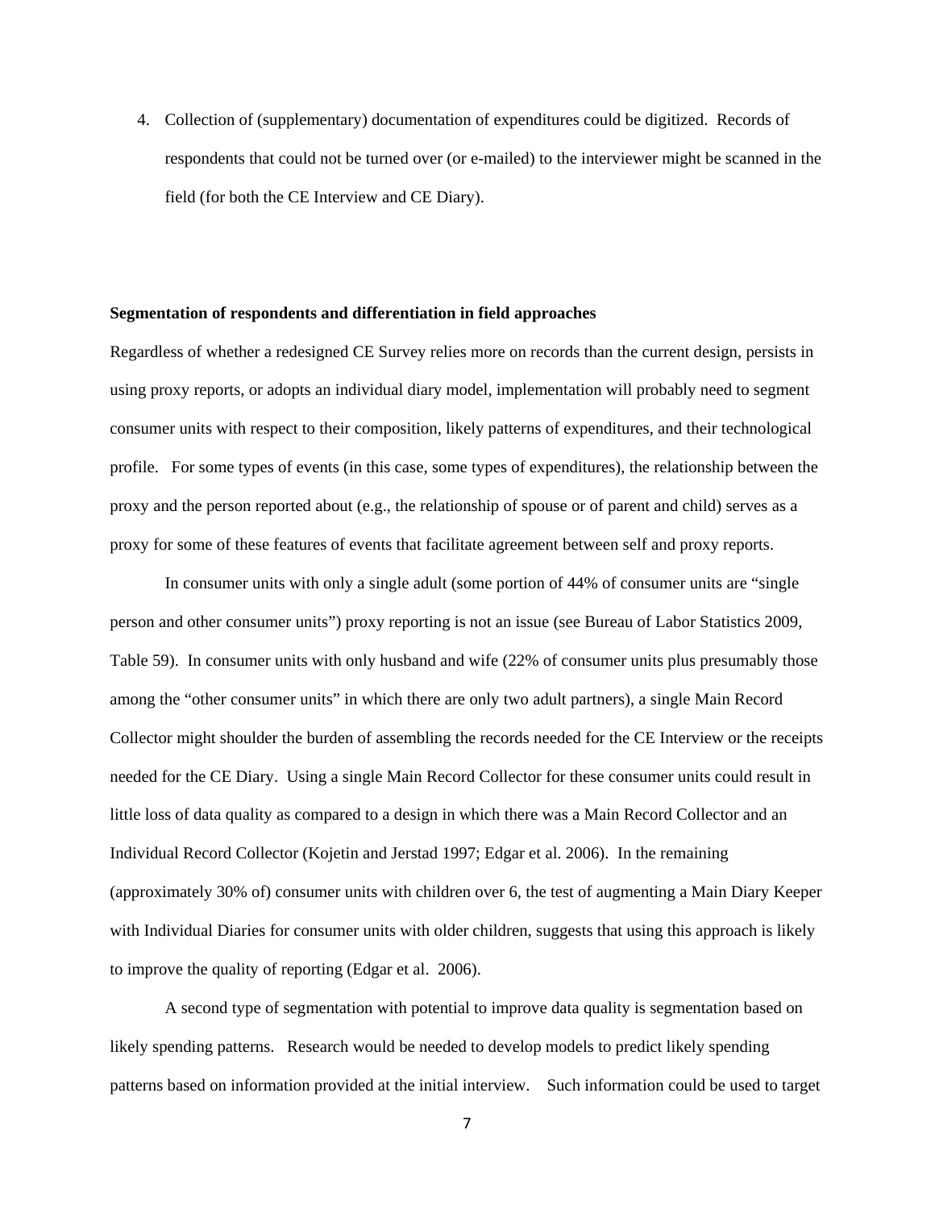4. Collection of (supplementary) documentation of expenditures could be digitized. Records of respondents that could not be turned over (or e-mailed) to the interviewer might be scanned in the field (for both the CE Interview and CE Diary).

**Segmentation of respondents and differentiation in field approaches**

Regardless of whether a redesigned CE Survey relies more on records than the current design, persists in using proxy reports, or adopts an individual diary model, implementation will probably need to segment consumer units with respect to their composition, likely patterns of expenditures, and their technological profile. For some types of events (in this case, some types of expenditures), the relationship between the proxy and the person reported about (e.g., the relationship of spouse or of parent and child) serves as a proxy for some of these features of events that facilitate agreement between self and proxy reports.

In consumer units with only a single adult (some portion of 44% of consumer units are "single person and other consumer units") proxy reporting is not an issue (see Bureau of Labor Statistics 2009, Table 59). In consumer units with only husband and wife (22% of consumer units plus presumably those among the "other consumer units" in which there are only two adult partners), a single Main Record Collector might shoulder the burden of assembling the records needed for the CE Interview or the receipts needed for the CE Diary. Using a single Main Record Collector for these consumer units could result in little loss of data quality as compared to a design in which there was a Main Record Collector and an Individual Record Collector (Kojetin and Jerstad 1997; Edgar et al. 2006). In the remaining (approximately 30% of) consumer units with children over 6, the test of augmenting a Main Diary Keeper with Individual Diaries for consumer units with older children, suggests that using this approach is likely to improve the quality of reporting (Edgar et al. 2006).

A second type of segmentation with potential to improve data quality is segmentation based on likely spending patterns. Research would be needed to develop models to predict likely spending patterns based on information provided at the initial interview. Such information could be used to target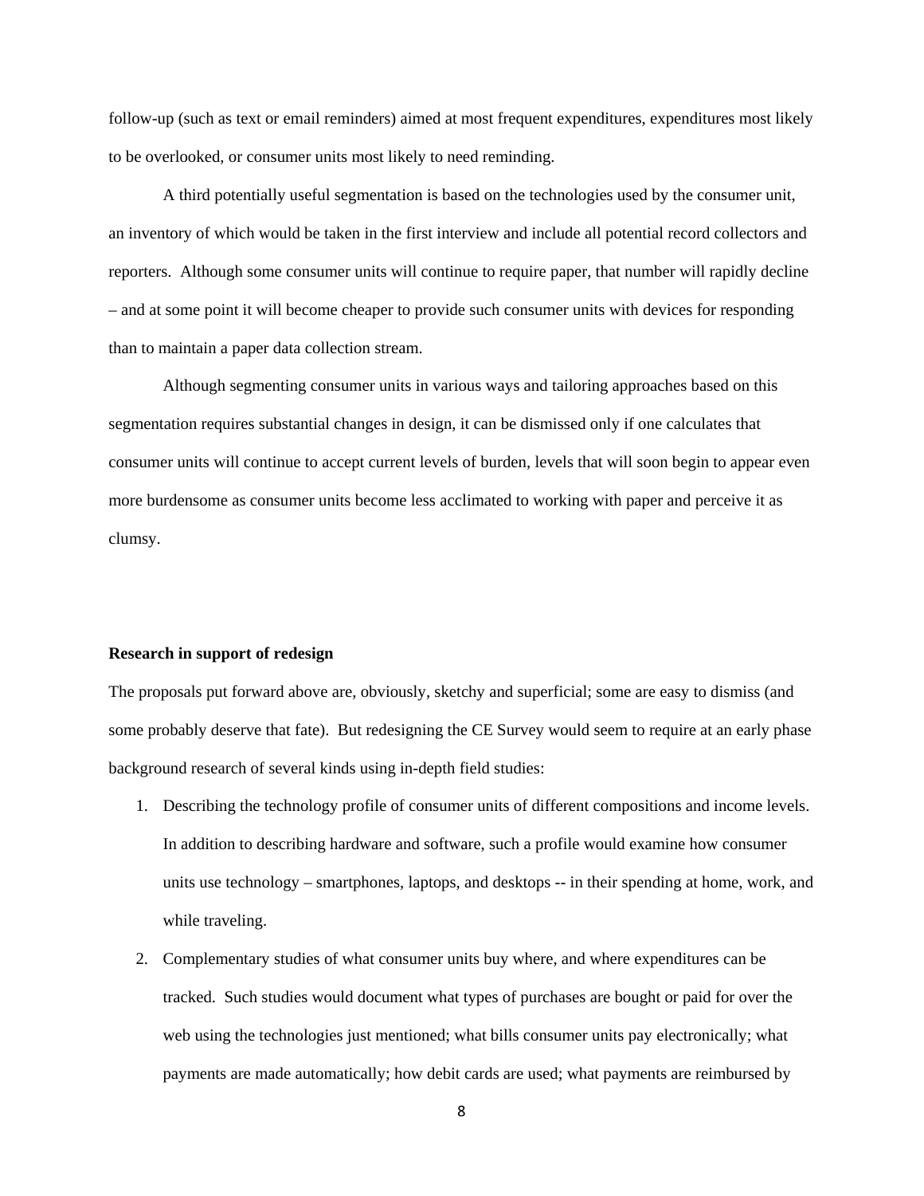follow-up (such as text or email reminders) aimed at most frequent expenditures, expenditures most likely to be overlooked, or consumer units most likely to need reminding.

A third potentially useful segmentation is based on the technologies used by the consumer unit, an inventory of which would be taken in the first interview and include all potential record collectors and reporters. Although some consumer units will continue to require paper, that number will rapidly decline – and at some point it will become cheaper to provide such consumer units with devices for responding than to maintain a paper data collection stream.

Although segmenting consumer units in various ways and tailoring approaches based on this segmentation requires substantial changes in design, it can be dismissed only if one calculates that consumer units will continue to accept current levels of burden, levels that will soon begin to appear even more burdensome as consumer units become less acclimated to working with paper and perceive it as clumsy.

**Research in support of redesign**

The proposals put forward above are, obviously, sketchy and superficial; some are easy to dismiss (and some probably deserve that fate). But redesigning the CE Survey would seem to require at an early phase background research of several kinds using in-depth field studies:

1. Describing the technology profile of consumer units of different compositions and income levels. In addition to describing hardware and software, such a profile would examine how consumer units use technology – smartphones, laptops, and desktops -- in their spending at home, work, and while traveling.
2. Complementary studies of what consumer units buy where, and where expenditures can be tracked. Such studies would document what types of purchases are bought or paid for over the web using the technologies just mentioned; what bills consumer units pay electronically; what payments are made automatically; how debit cards are used; what payments are reimbursed by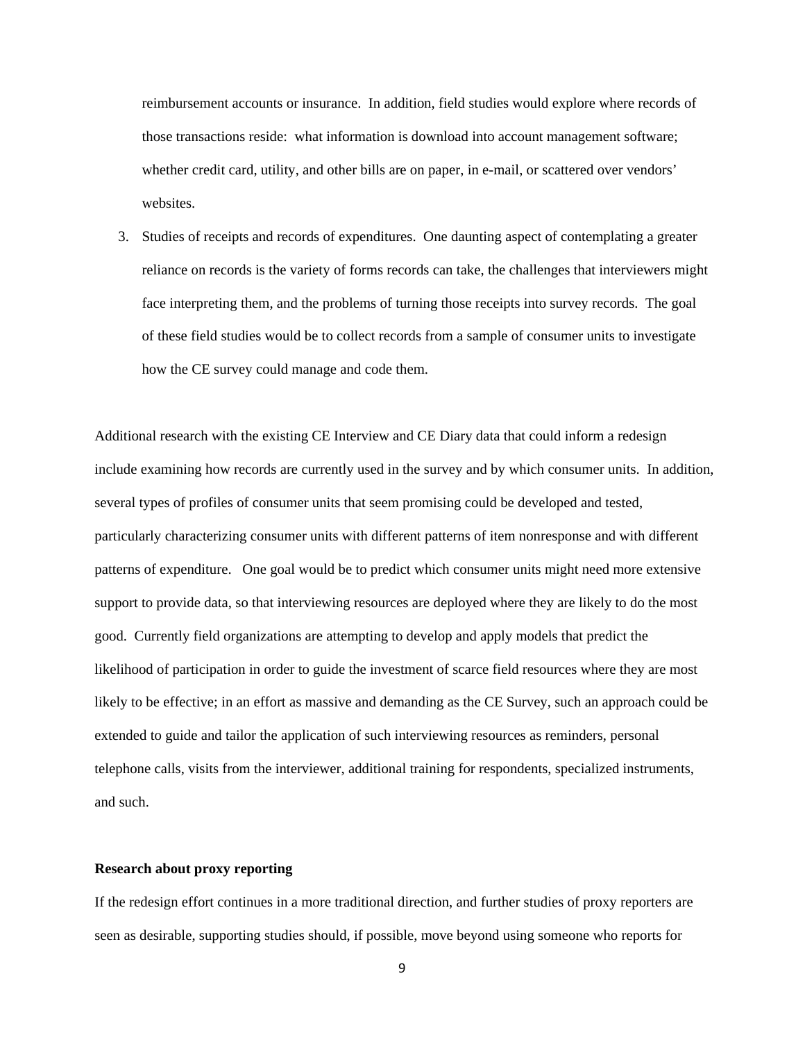reimbursement accounts or insurance. In addition, field studies would explore where records of those transactions reside: what information is download into account management software; whether credit card, utility, and other bills are on paper, in e-mail, or scattered over vendors' websites.

3. Studies of receipts and records of expenditures. One daunting aspect of contemplating a greater reliance on records is the variety of forms records can take, the challenges that interviewers might face interpreting them, and the problems of turning those receipts into survey records. The goal of these field studies would be to collect records from a sample of consumer units to investigate how the CE survey could manage and code them.

Additional research with the existing CE Interview and CE Diary data that could inform a redesign include examining how records are currently used in the survey and by which consumer units. In addition, several types of profiles of consumer units that seem promising could be developed and tested, particularly characterizing consumer units with different patterns of item nonresponse and with different patterns of expenditure. One goal would be to predict which consumer units might need more extensive support to provide data, so that interviewing resources are deployed where they are likely to do the most good. Currently field organizations are attempting to develop and apply models that predict the likelihood of participation in order to guide the investment of scarce field resources where they are most likely to be effective; in an effort as massive and demanding as the CE Survey, such an approach could be extended to guide and tailor the application of such interviewing resources as reminders, personal telephone calls, visits from the interviewer, additional training for respondents, specialized instruments, and such.

**Research about proxy reporting**

If the redesign effort continues in a more traditional direction, and further studies of proxy reporters are seen as desirable, supporting studies should, if possible, move beyond using someone who reports for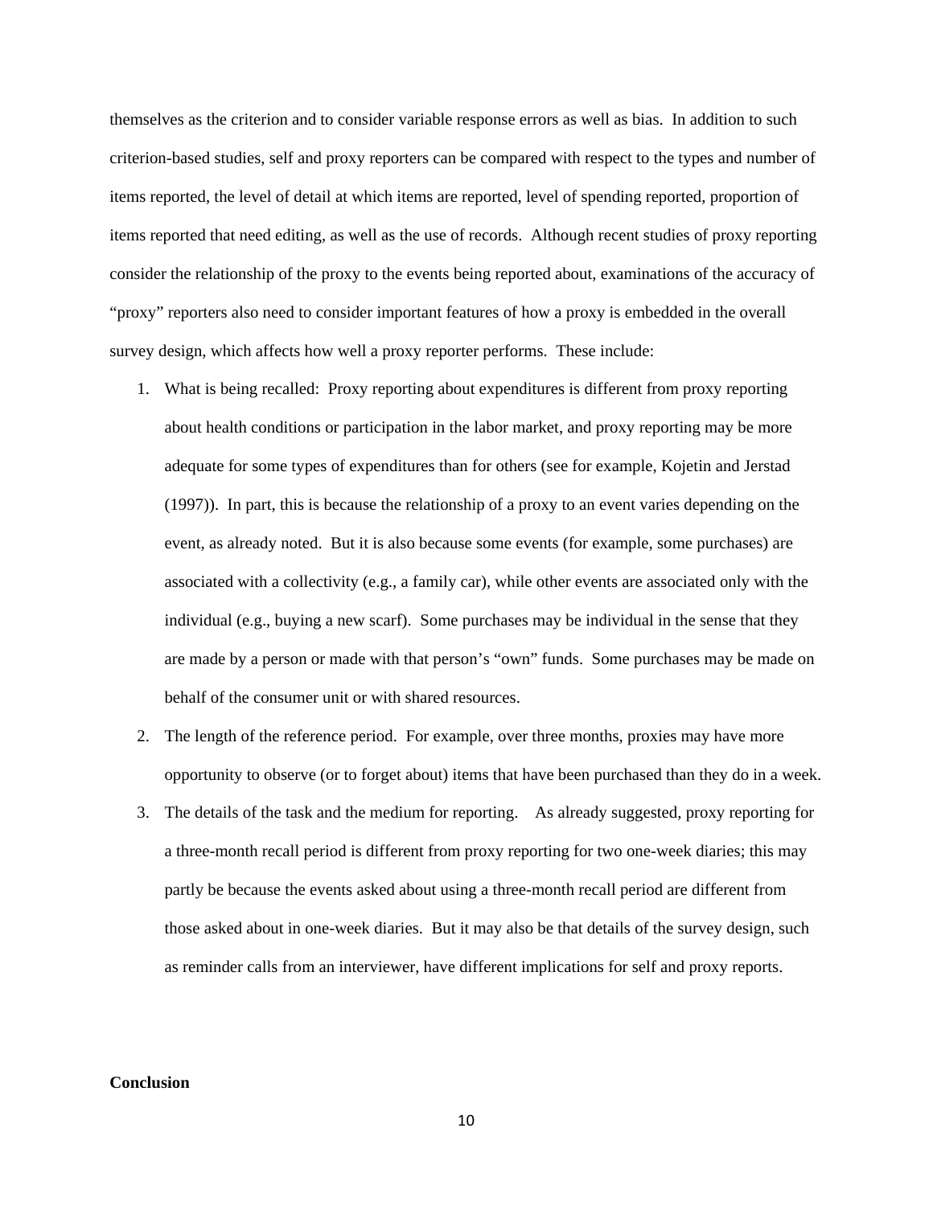themselves as the criterion and to consider variable response errors as well as bias. In addition to such criterion-based studies, self and proxy reporters can be compared with respect to the types and number of items reported, the level of detail at which items are reported, level of spending reported, proportion of items reported that need editing, as well as the use of records. Although recent studies of proxy reporting consider the relationship of the proxy to the events being reported about, examinations of the accuracy of "proxy" reporters also need to consider important features of how a proxy is embedded in the overall survey design, which affects how well a proxy reporter performs. These include:

1. What is being recalled: Proxy reporting about expenditures is different from proxy reporting about health conditions or participation in the labor market, and proxy reporting may be more adequate for some types of expenditures than for others (see for example, Kojetin and Jerstad (1997)). In part, this is because the relationship of a proxy to an event varies depending on the event, as already noted. But it is also because some events (for example, some purchases) are associated with a collectivity (e.g., a family car), while other events are associated only with the individual (e.g., buying a new scarf). Some purchases may be individual in the sense that they are made by a person or made with that person's "own" funds. Some purchases may be made on behalf of the consumer unit or with shared resources.
2. The length of the reference period. For example, over three months, proxies may have more opportunity to observe (or to forget about) items that have been purchased than they do in a week.
3. The details of the task and the medium for reporting. As already suggested, proxy reporting for a three-month recall period is different from proxy reporting for two one-week diaries; this may partly be because the events asked about using a three-month recall period are different from those asked about in one-week diaries. But it may also be that details of the survey design, such as reminder calls from an interviewer, have different implications for self and proxy reports.

**Conclusion**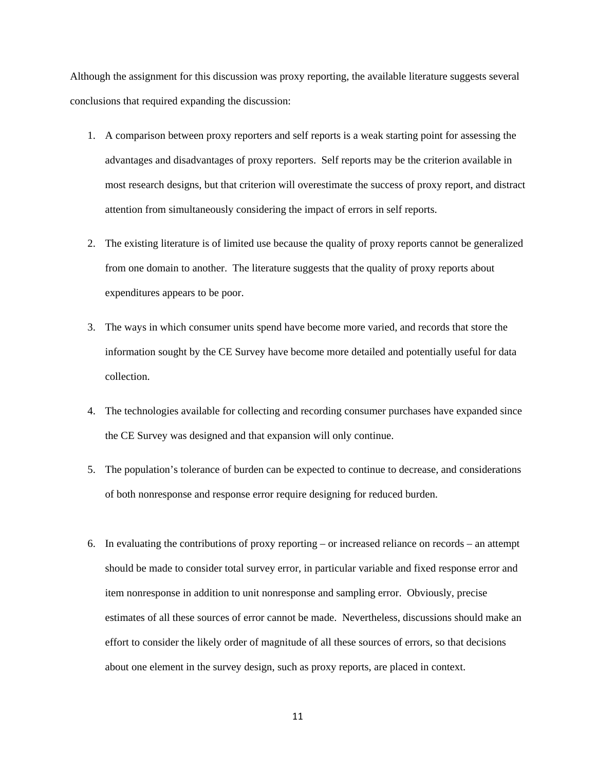Although the assignment for this discussion was proxy reporting, the available literature suggests several conclusions that required expanding the discussion:

1. A comparison between proxy reporters and self reports is a weak starting point for assessing the advantages and disadvantages of proxy reporters. Self reports may be the criterion available in most research designs, but that criterion will overestimate the success of proxy report, and distract attention from simultaneously considering the impact of errors in self reports.

2. The existing literature is of limited use because the quality of proxy reports cannot be generalized from one domain to another. The literature suggests that the quality of proxy reports about expenditures appears to be poor.

3. The ways in which consumer units spend have become more varied, and records that store the information sought by the CE Survey have become more detailed and potentially useful for data collection.

4. The technologies available for collecting and recording consumer purchases have expanded since the CE Survey was designed and that expansion will only continue.

5. The population's tolerance of burden can be expected to continue to decrease, and considerations of both nonresponse and response error require designing for reduced burden.

6. In evaluating the contributions of proxy reporting – or increased reliance on records – an attempt should be made to consider total survey error, in particular variable and fixed response error and item nonresponse in addition to unit nonresponse and sampling error. Obviously, precise estimates of all these sources of error cannot be made. Nevertheless, discussions should make an effort to consider the likely order of magnitude of all these sources of errors, so that decisions about one element in the survey design, such as proxy reports, are placed in context.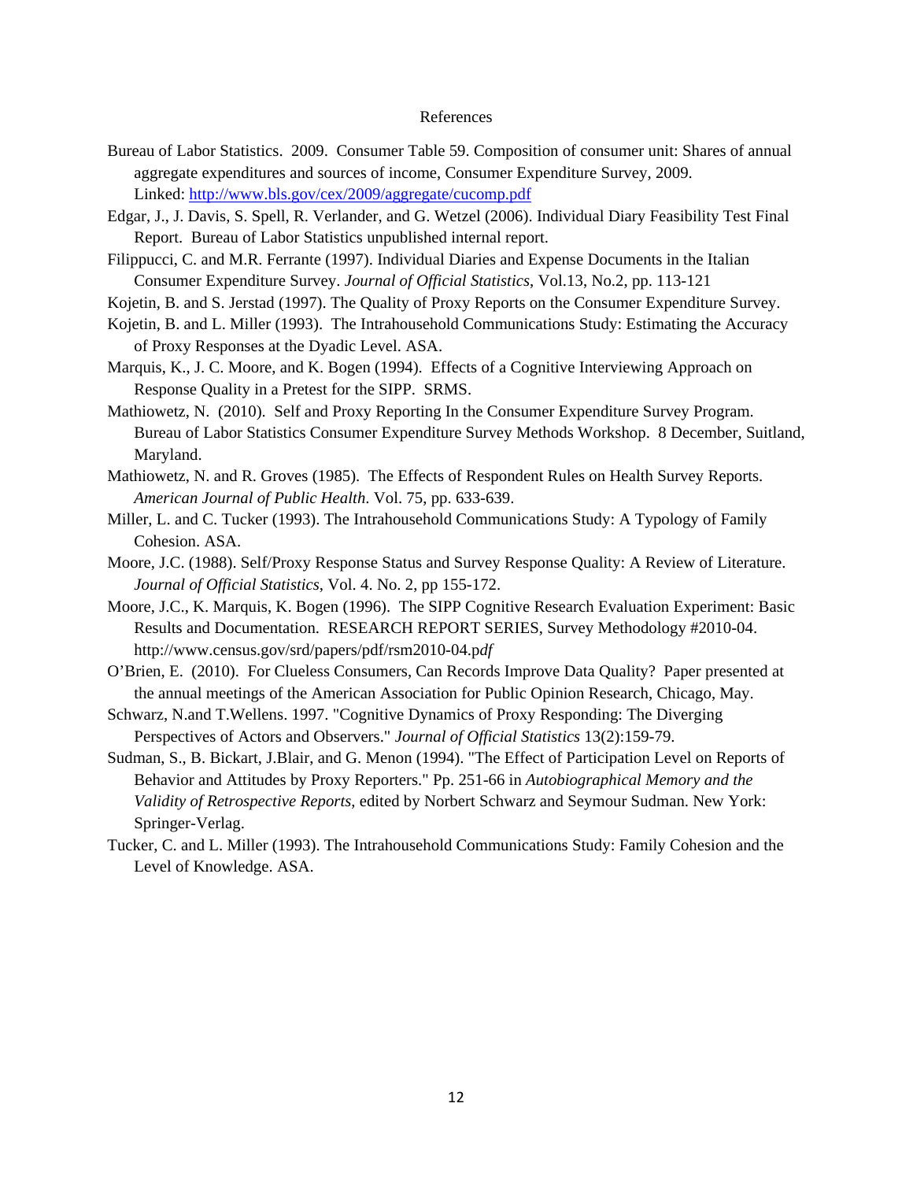# References

Bureau of Labor Statistics. 2009. Consumer Table 59. Composition of consumer unit: Shares of annual aggregate expenditures and sources of income, Consumer Expenditure Survey, 2009. Linked: http://www.bls.gov/cex/2009/aggregate/cucomp.pdf

Edgar, J., J. Davis, S. Spell, R. Verlander, and G. Wetzel (2006). Individual Diary Feasibility Test Final Report. Bureau of Labor Statistics unpublished internal report.

Filippucci, C. and M.R. Ferrante (1997). Individual Diaries and Expense Documents in the Italian Consumer Expenditure Survey. *Journal of Official Statistics*, Vol.13, No.2, pp. 113-121

Kojetin, B. and S. Jerstad (1997). The Quality of Proxy Reports on the Consumer Expenditure Survey.

Kojetin, B. and L. Miller (1993). The Intrahousehold Communications Study: Estimating the Accuracy of Proxy Responses at the Dyadic Level. ASA.

Marquis, K., J. C. Moore, and K. Bogen (1994). Effects of a Cognitive Interviewing Approach on Response Quality in a Pretest for the SIPP. SRMS.

Mathiowetz, N. (2010). Self and Proxy Reporting In the Consumer Expenditure Survey Program. Bureau of Labor Statistics Consumer Expenditure Survey Methods Workshop. 8 December, Suitland, Maryland.

Mathiowetz, N. and R. Groves (1985). The Effects of Respondent Rules on Health Survey Reports. *American Journal of Public Health*. Vol. 75, pp. 633-639.

Miller, L. and C. Tucker (1993). The Intrahousehold Communications Study: A Typology of Family Cohesion. ASA.

Moore, J.C. (1988). Self/Proxy Response Status and Survey Response Quality: A Review of Literature. *Journal of Official Statistics*, Vol. 4. No. 2, pp 155-172.

Moore, J.C., K. Marquis, K. Bogen (1996). The SIPP Cognitive Research Evaluation Experiment: Basic Results and Documentation. RESEARCH REPORT SERIES, Survey Methodology #2010-04. http://www.census.gov/srd/papers/pdf/rsm2010-04.p*df*

O'Brien, E. (2010). For Clueless Consumers, Can Records Improve Data Quality? Paper presented at the annual meetings of the American Association for Public Opinion Research, Chicago, May.

Schwarz, N.and T.Wellens. 1997. "Cognitive Dynamics of Proxy Responding: The Diverging Perspectives of Actors and Observers." *Journal of Official Statistics* 13(2):159-79.

Sudman, S., B. Bickart, J.Blair, and G. Menon (1994). "The Effect of Participation Level on Reports of Behavior and Attitudes by Proxy Reporters." Pp. 251-66 in *Autobiographical Memory and the Validity of Retrospective Reports*, edited by Norbert Schwarz and Seymour Sudman. New York: Springer-Verlag.

Tucker, C. and L. Miller (1993). The Intrahousehold Communications Study: Family Cohesion and the Level of Knowledge. ASA.